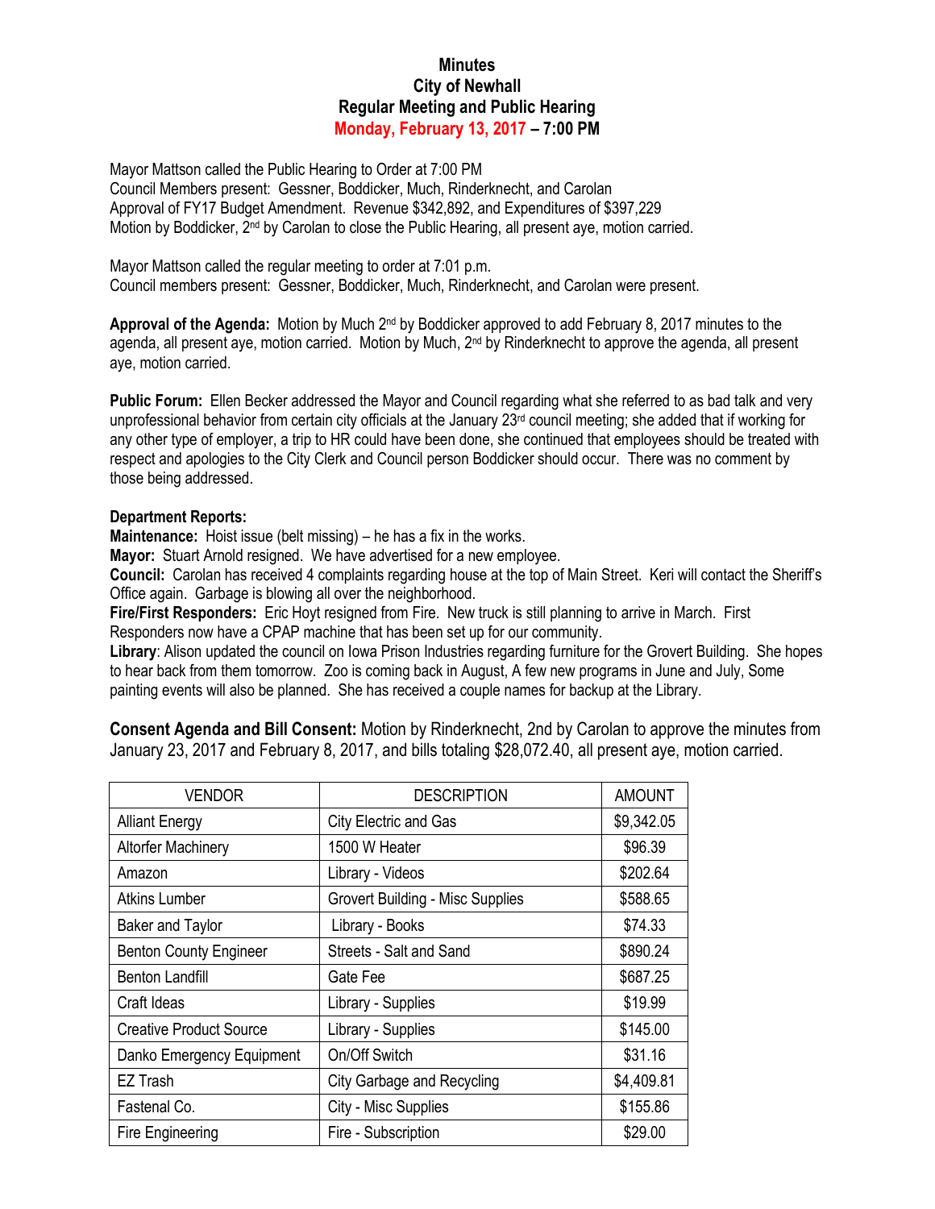# Minutes
## City of Newhall
## Regular Meeting and Public Hearing
## Monday, February 13, 2017 – 7:00 PM

Mayor Mattson called the Public Hearing to Order at 7:00 PM
Council Members present: Gessner, Boddicker, Much, Rinderknecht, and Carolan
Approval of FY17 Budget Amendment. Revenue $342,892, and Expenditures of $397,229
Motion by Boddicker, 2nd by Carolan to close the Public Hearing, all present aye, motion carried.

Mayor Mattson called the regular meeting to order at 7:01 p.m.
Council members present: Gessner, Boddicker, Much, Rinderknecht, and Carolan were present.

**Approval of the Agenda:** Motion by Much 2nd by Boddicker approved to add February 8, 2017 minutes to the agenda, all present aye, motion carried. Motion by Much, 2nd by Rinderknecht to approve the agenda, all present aye, motion carried.

**Public Forum:** Ellen Becker addressed the Mayor and Council regarding what she referred to as bad talk and very unprofessional behavior from certain city officials at the January 23rd council meeting; she added that if working for any other type of employer, a trip to HR could have been done, she continued that employees should be treated with respect and apologies to the City Clerk and Council person Boddicker should occur. There was no comment by those being addressed.

**Department Reports:**
**Maintenance:** Hoist issue (belt missing) – he has a fix in the works.
**Mayor:** Stuart Arnold resigned. We have advertised for a new employee.
**Council:** Carolan has received 4 complaints regarding house at the top of Main Street. Keri will contact the Sheriff's Office again. Garbage is blowing all over the neighborhood.
**Fire/First Responders:** Eric Hoyt resigned from Fire. New truck is still planning to arrive in March. First Responders now have a CPAP machine that has been set up for our community.
**Library**: Alison updated the council on Iowa Prison Industries regarding furniture for the Grovert Building. She hopes to hear back from them tomorrow. Zoo is coming back in August, A few new programs in June and July, Some painting events will also be planned. She has received a couple names for backup at the Library.

**Consent Agenda and Bill Consent:** Motion by Rinderknecht, 2nd by Carolan to approve the minutes from January 23, 2017 and February 8, 2017, and bills totaling $28,072.40, all present aye, motion carried.

| VENDOR | DESCRIPTION | AMOUNT |
|---|---|---|
| Alliant Energy | City Electric and Gas | $9,342.05 |
| Altorfer Machinery | 1500 W Heater | $96.39 |
| Amazon | Library - Videos | $202.64 |
| Atkins Lumber | Grovert Building - Misc Supplies | $588.65 |
| Baker and Taylor | Library - Books | $74.33 |
| Benton County Engineer | Streets - Salt and Sand | $890.24 |
| Benton Landfill | Gate Fee | $687.25 |
| Craft Ideas | Library - Supplies | $19.99 |
| Creative Product Source | Library - Supplies | $145.00 |
| Danko Emergency Equipment | On/Off Switch | $31.16 |
| EZ Trash | City Garbage and Recycling | $4,409.81 |
| Fastenal Co. | City - Misc Supplies | $155.86 |
| Fire Engineering | Fire - Subscription | $29.00 |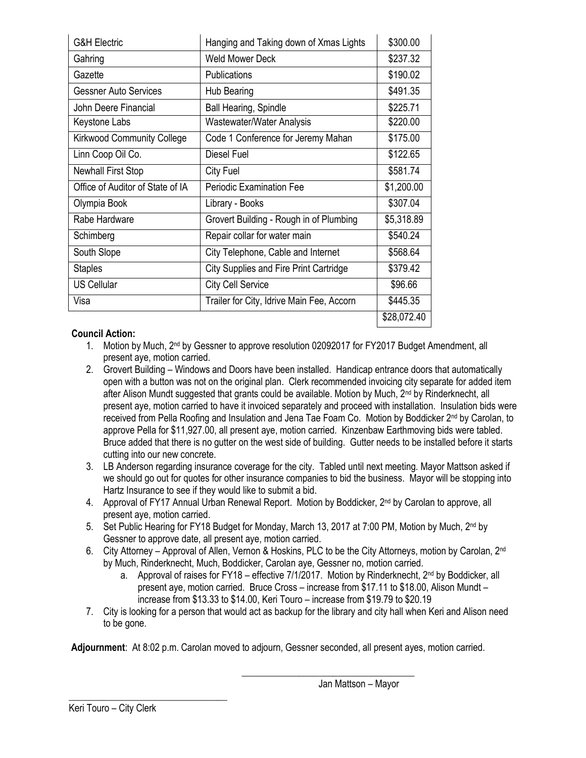| | | |
|---|---|---|
| G&H Electric | Hanging and Taking down of Xmas Lights | \$300.00 |
| Gahring | Weld Mower Deck | \$237.32 |
| Gazette | Publications | \$190.02 |
| Gessner Auto Services | Hub Bearing | \$491.35 |
| John Deere Financial | Ball Hearing, Spindle | \$225.71 |
| Keystone Labs | Wastewater/Water Analysis | \$220.00 |
| Kirkwood Community College | Code 1 Conference for Jeremy Mahan | \$175.00 |
| Linn Coop Oil Co. | Diesel Fuel | \$122.65 |
| Newhall First Stop | City Fuel | \$581.74 |
| Office of Auditor of State of IA | Periodic Examination Fee | \$1,200.00 |
| Olympia Book | Library - Books | \$307.04 |
| Rabe Hardware | Grovert Building - Rough in of Plumbing | \$5,318.89 |
| Schimberg | Repair collar for water main | \$540.24 |
| South Slope | City Telephone, Cable and Internet | \$568.64 |
| Staples | City Supplies and Fire Print Cartridge | \$379.42 |
| US Cellular | City Cell Service | \$96.66 |
| Visa | Trailer for City, Idrive Main Fee, Accorn | \$445.35 |
| | | \$28,072.40 |

**Council Action:**

1. Motion by Much, 2nd by Gessner to approve resolution 02092017 for FY2017 Budget Amendment, all present aye, motion carried.
2. Grovert Building – Windows and Doors have been installed. Handicap entrance doors that automatically open with a button was not on the original plan. Clerk recommended invoicing city separate for added item after Alison Mundt suggested that grants could be available. Motion by Much, 2nd by Rinderknecht, all present aye, motion carried to have it invoiced separately and proceed with installation. Insulation bids were received from Pella Roofing and Insulation and Jena Tae Foam Co. Motion by Boddicker 2nd by Carolan, to approve Pella for \$11,927.00, all present aye, motion carried. Kinzenbaw Earthmoving bids were tabled. Bruce added that there is no gutter on the west side of building. Gutter needs to be installed before it starts cutting into our new concrete.
3. LB Anderson regarding insurance coverage for the city. Tabled until next meeting. Mayor Mattson asked if we should go out for quotes for other insurance companies to bid the business. Mayor will be stopping into Hartz Insurance to see if they would like to submit a bid.
4. Approval of FY17 Annual Urban Renewal Report. Motion by Boddicker, 2nd by Carolan to approve, all present aye, motion carried.
5. Set Public Hearing for FY18 Budget for Monday, March 13, 2017 at 7:00 PM, Motion by Much, 2nd by Gessner to approve date, all present aye, motion carried.
6. City Attorney – Approval of Allen, Vernon & Hoskins, PLC to be the City Attorneys, motion by Carolan, 2nd by Much, Rinderknecht, Much, Boddicker, Carolan aye, Gessner no, motion carried.
   a. Approval of raises for FY18 – effective 7/1/2017. Motion by Rinderknecht, 2nd by Boddicker, all present aye, motion carried. Bruce Cross – increase from \$17.11 to \$18.00, Alison Mundt – increase from \$13.33 to \$14.00, Keri Touro – increase from \$19.79 to \$20.19
7. City is looking for a person that would act as backup for the library and city hall when Keri and Alison need to be gone.

**Adjournment**: At 8:02 p.m. Carolan moved to adjourn, Gessner seconded, all present ayes, motion carried.

\_\_\_\_\_\_\_\_\_\_\_\_\_\_\_\_\_\_\_\_\_\_\_\_\_\_\_\_\_\_\_\_\_\_\_\_
Jan Mattson – Mayor

\_\_\_\_\_\_\_\_\_\_\_\_\_\_\_\_\_\_\_\_\_\_\_\_\_\_\_\_\_\_\_\_\_\_\_\_
Keri Touro – City Clerk